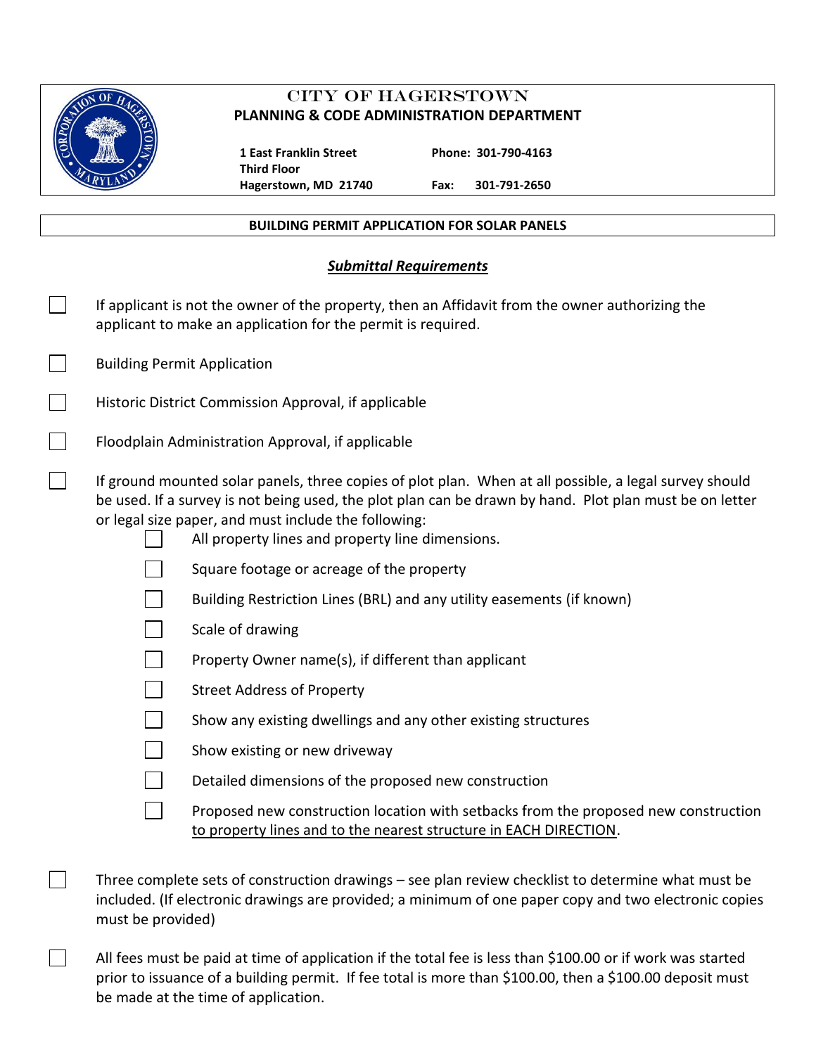# CITY OF HAGERSTOWN

## PLANNING & CODE ADMINISTRATION DEPARTMENT

**1 East Franklin Street**
**Third Floor**
**Hagerstown, MD 21740**

**Phone: 301-790-4163**
**Fax: 301-791-2650**

## BUILDING PERMIT APPLICATION FOR SOLAR PANELS

### ***Submittal Requirements***

- [ ] If applicant is not the owner of the property, then an Affidavit from the owner authorizing the applicant to make an application for the permit is required.
- [ ] Building Permit Application
- [ ] Historic District Commission Approval, if applicable
- [ ] Floodplain Administration Approval, if applicable
- [ ] If ground mounted solar panels, three copies of plot plan. When at all possible, a legal survey should be used. If a survey is not being used, the plot plan can be drawn by hand. Plot plan must be on letter or legal size paper, and must include the following:
    - [ ] All property lines and property line dimensions.
    - [ ] Square footage or acreage of the property
    - [ ] Building Restriction Lines (BRL) and any utility easements (if known)
    - [ ] Scale of drawing
    - [ ] Property Owner name(s), if different than applicant
    - [ ] Street Address of Property
    - [ ] Show any existing dwellings and any other existing structures
    - [ ] Show existing or new driveway
    - [ ] Detailed dimensions of the proposed new construction
    - [ ] Proposed new construction location with setbacks from the proposed new construction to property lines and to the nearest structure in EACH DIRECTION.
- [ ] Three complete sets of construction drawings – see plan review checklist to determine what must be included. (If electronic drawings are provided; a minimum of one paper copy and two electronic copies must be provided)
- [ ] All fees must be paid at time of application if the total fee is less than $100.00 or if work was started prior to issuance of a building permit. If fee total is more than $100.00, then a $100.00 deposit must be made at the time of application.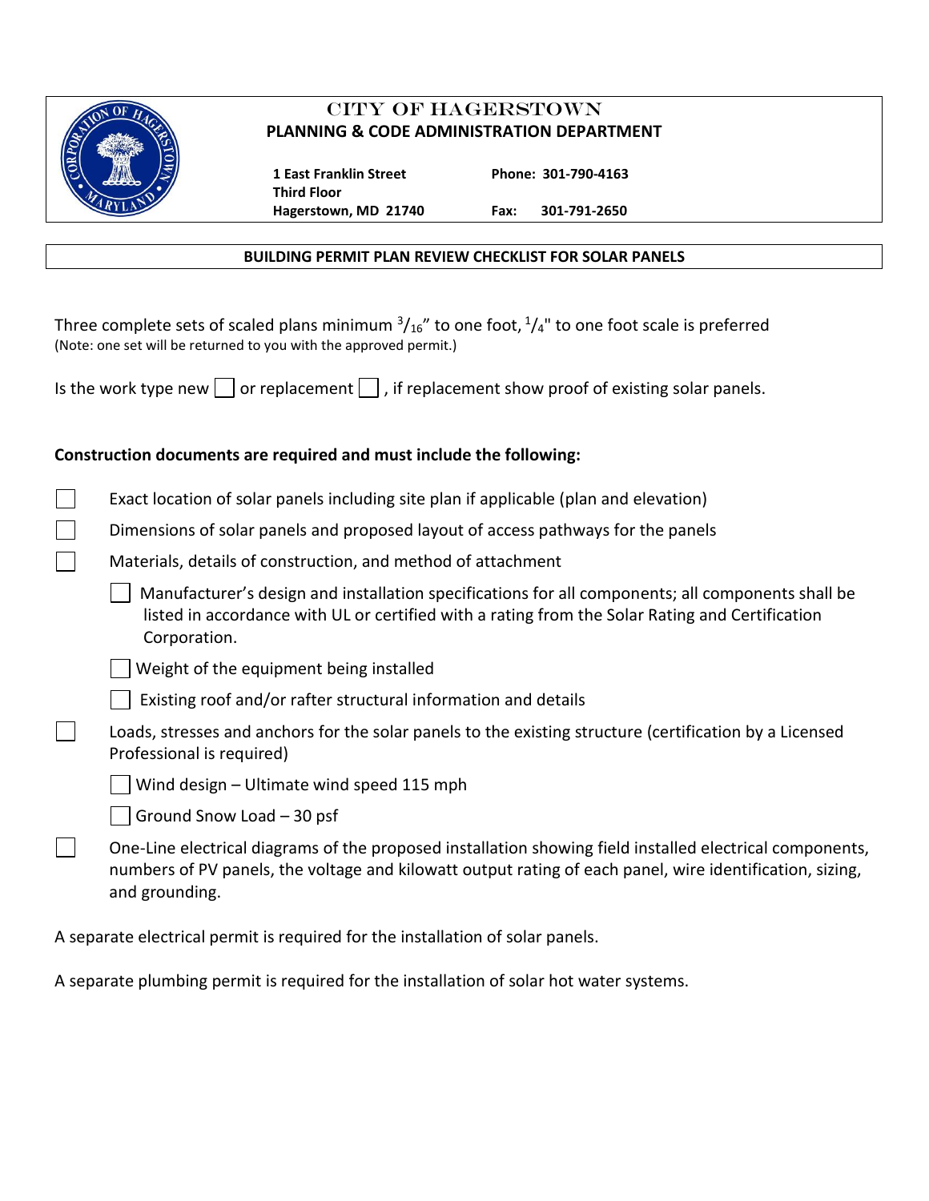# CITY OF HAGERSTOWN
## PLANNING & CODE ADMINISTRATION DEPARTMENT

**1 East Franklin Street**
**Third Floor**
**Hagerstown, MD 21740**

**Phone: 301-790-4163**
**Fax: 301-791-2650**

### BUILDING PERMIT PLAN REVIEW CHECKLIST FOR SOLAR PANELS

Three complete sets of scaled plans minimum $^{3}/_{16}$" to one foot, $^{1}/_{4}$" to one foot scale is preferred
(Note: one set will be returned to you with the approved permit.)

Is the work type new ☐ or replacement ☐ , if replacement show proof of existing solar panels.

**Construction documents are required and must include the following:**

- ☐ Exact location of solar panels including site plan if applicable (plan and elevation)
- ☐ Dimensions of solar panels and proposed layout of access pathways for the panels
- ☐ Materials, details of construction, and method of attachment
  - ☐ Manufacturer's design and installation specifications for all components; all components shall be listed in accordance with UL or certified with a rating from the Solar Rating and Certification Corporation.
  - ☐ Weight of the equipment being installed
  - ☐ Existing roof and/or rafter structural information and details
- ☐ Loads, stresses and anchors for the solar panels to the existing structure (certification by a Licensed Professional is required)
  - ☐ Wind design – Ultimate wind speed 115 mph
  - ☐ Ground Snow Load – 30 psf
- ☐ One-Line electrical diagrams of the proposed installation showing field installed electrical components, numbers of PV panels, the voltage and kilowatt output rating of each panel, wire identification, sizing, and grounding.

A separate electrical permit is required for the installation of solar panels.

A separate plumbing permit is required for the installation of solar hot water systems.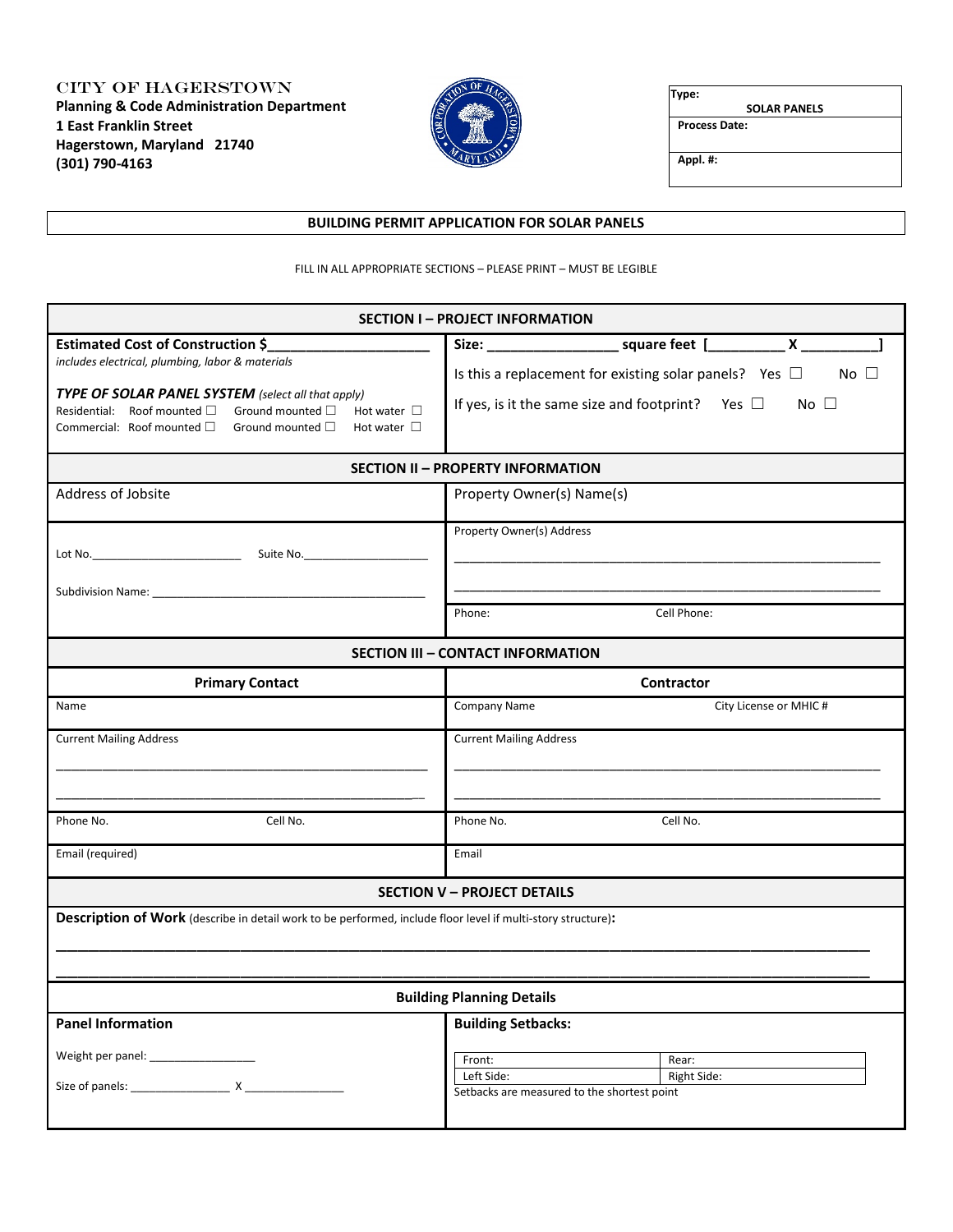CITY OF HAGERSTOWN
**Planning & Code Administration Department**
**1 East Franklin Street**
**Hagerstown, Maryland 21740**
**(301) 790-4163**

| **Type:** SOLAR PANELS |
|---|
| **Process Date:** |
| **Appl. #:** |

# BUILDING PERMIT APPLICATION FOR SOLAR PANELS

FILL IN ALL APPROPRIATE SECTIONS – PLEASE PRINT – MUST BE LEGIBLE

## SECTION I – PROJECT INFORMATION

**Estimated Cost of Construction $____________________**
*includes electrical, plumbing, labor & materials*

***TYPE OF SOLAR PANEL SYSTEM*** *(select all that apply)*
Residential: Roof mounted ☐ Ground mounted ☐ Hot water ☐
Commercial: Roof mounted ☐ Ground mounted ☐ Hot water ☐

**Size: ________________ square feet [_________ X _________]**

Is this a replacement for existing solar panels? Yes ☐ No ☐

If yes, is it the same size and footprint? Yes ☐ No ☐

## SECTION II – PROPERTY INFORMATION

| Address of Jobsite | Property Owner(s) Name(s) |
|---|---|
| Lot No.________________________ Suite No.____________________ | Property Owner(s) Address ____________________ ____________________ |
| Subdivision Name: ____________________ | Phone: Cell Phone: |

## SECTION III – CONTACT INFORMATION

| **Primary Contact** | **Contractor** |
|---|---|
| Name | Company Name City License or MHIC # |
| Current Mailing Address ____________________ ____________________ | Current Mailing Address ____________________ ____________________ |
| Phone No. Cell No. | Phone No. Cell No. |
| Email (required) | Email |

## SECTION V – PROJECT DETAILS

**Description of Work** (describe in detail work to be performed, include floor level if multi-story structure)**:**

________________________________________________________________________

________________________________________________________________________

### Building Planning Details

**Panel Information**

Weight per panel: _________________

Size of panels: ________________ X ________________

**Building Setbacks:**

| Front: | Rear: |
|---|---|
| Left Side: | Right Side: |

Setbacks are measured to the shortest point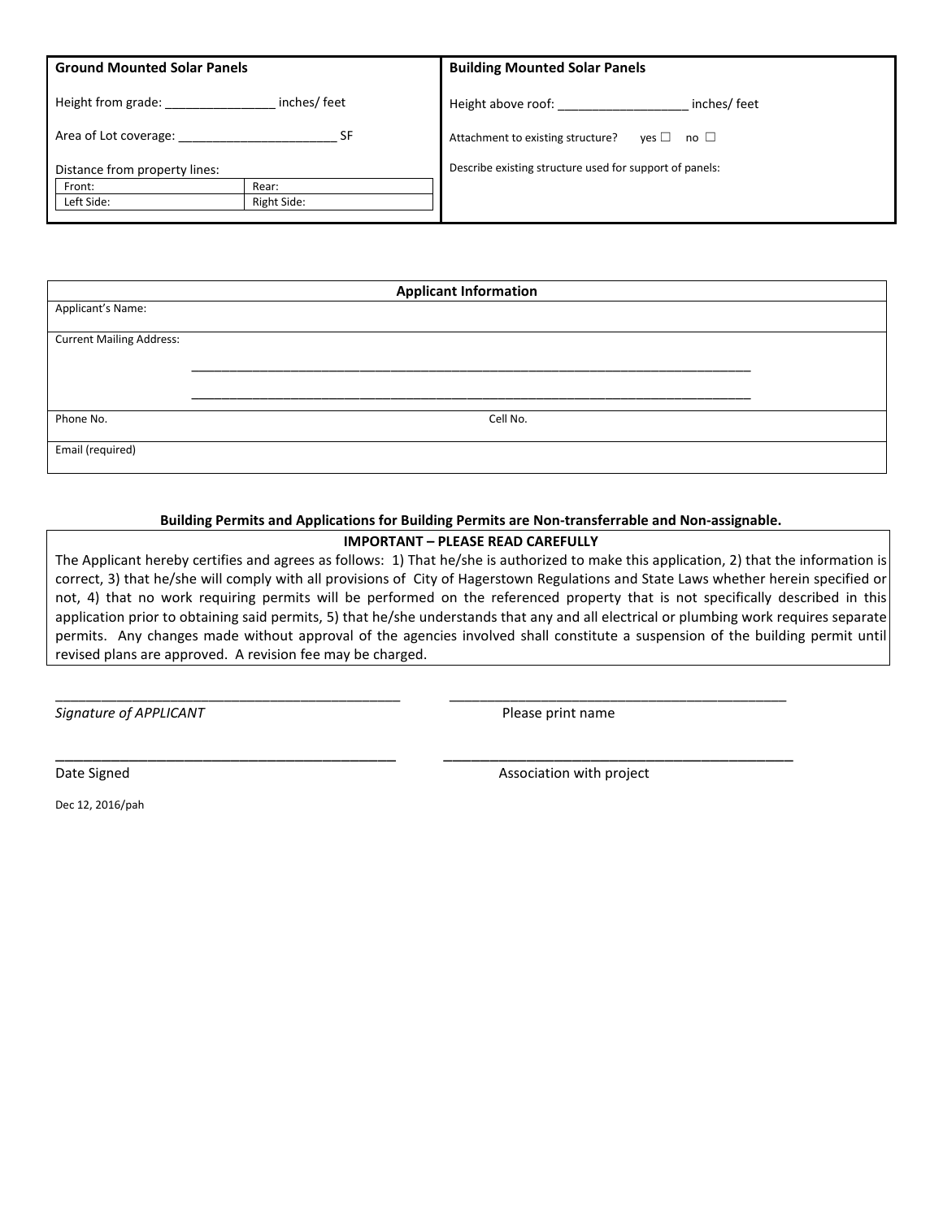| Ground Mounted Solar Panels | Building Mounted Solar Panels |
|---|---|
| Height from grade: _______________ inches/ feet | Height above roof: __________________ inches/ feet |
| Area of Lot coverage: ______________________ SF | Attachment to existing structure? yes ☐ no ☐ |
| Distance from property lines: | Describe existing structure used for support of panels: |
| Front: / Rear: | |
| Left Side: / Right Side: | |

| Applicant Information | |
|---|---|
| Applicant's Name: | |
| Current Mailing Address: ________________________________________________________________________________ ________________________________________________________________________________ | |
| Phone No. | Cell No. |
| Email (required) | |

**Building Permits and Applications for Building Permits are Non-transferrable and Non-assignable.**

**IMPORTANT – PLEASE READ CAREFULLY**

The Applicant hereby certifies and agrees as follows: 1) That he/she is authorized to make this application, 2) that the information is correct, 3) that he/she will comply with all provisions of City of Hagerstown Regulations and State Laws whether herein specified or not, 4) that no work requiring permits will be performed on the referenced property that is not specifically described in this application prior to obtaining said permits, 5) that he/she understands that any and all electrical or plumbing work requires separate permits. Any changes made without approval of the agencies involved shall constitute a suspension of the building permit until revised plans are approved. A revision fee may be charged.

_____________________________________________ _____________________________________________

*Signature of APPLICANT* Please print name

_____________________________________________ _____________________________________________

Date Signed Association with project

Dec 12, 2016/pah